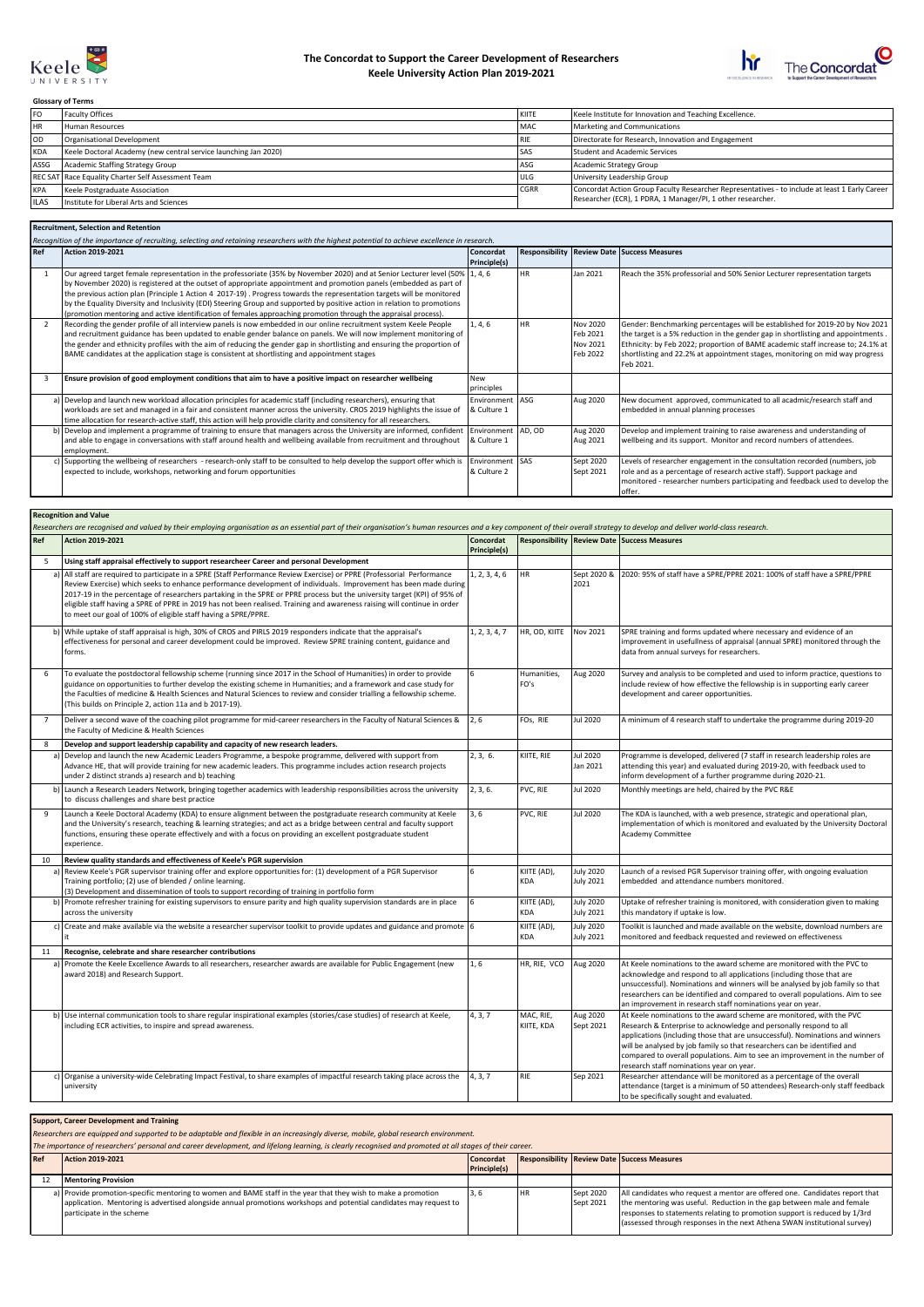# The Concordat to Support the Career Development of Researchers
## Keele University Action Plan 2019-2021

**Glossary of Terms**

| | | | |
|---|---|---|---|
| FO | Faculty Offices | KIITE | Keele Institute for Innovation and Teaching Excellence. |
| HR | Human Resources | MAC | Marketing and Communications |
| OD | Organisational Development | RIE | Directorate for Research, Innovation and Engagement |
| KDA | Keele Doctoral Academy (new central service launching Jan 2020) | SAS | Student and Academic Services |
| ASSG | Academic Staffing Strategy Group | ASG | Academic Strategy Group |
| REC SAT | Race Equality Charter Self Assessment Team | ULG | University Leadership Group |
| KPA | Keele Postgraduate Association | CGRR | Concordat Action Group Faculty Researcher Representatives - to include at least 1 Early Career Researcher (ECR), 1 PDRA, 1 Manager/PI, 1 other researcher. |
| ILAS | Institute for Liberal Arts and Sciences | | |

## Recruitment, Selection and Retention

*Recognition of the importance of recruiting, selecting and retaining researchers with the highest potential to achieve excellence in research.*

| Ref | Action 2019-2021 | Concordat Principle(s) | Responsibility | Review Date | Success Measures |
|---|---|---|---|---|---|
| 1 | Our agreed target female representation in the professoriate (35% by November 2020) and at Senior Lecturer level (50% by November 2020) is registered at the outset of appropriate appointment and promotion panels (embedded as part of the previous action (Principle 1 Action 4 2017-19) . Progress towards the representation targets will be monitored by the Equality Diversity and Inclusivity (EDI) Steering Group and supported by positive action in relation to promotions (promotion mentoring and active identification of females approaching promotion through the appraisal process). | 1, 4, 6 | HR | Jan 2021 | Reach the 35% professorial and 50% Senior Lecturer representation targets |
| 2 | Recording the gender profile of all interview panels is now embedded in our online recruitment system Keele People and recruitment guidance has been updated to enable gender balance on panels. We will now implement monitoring of the gender and ethnicity profiles with the aim of reducing the gender gap in shortlisting and ensuring the proportion of BAME candidates at the application stage is consistent at shortlisting and appointment stages | 1, 4, 6 | HR | Nov 2020<br>Feb 2021<br>Nov 2021<br>Feb 2022 | Gender: Benchmarking percentages will be established for 2019-20 by Nov 2021 the target is a 5% reduction in the gender gap in shortlisting and appointments . Ethnicity: by Feb 2022; proportion of BAME academic staff increase to; 24.1% at shortlisting and 22.2% at appointment stages, monitoring on mid way progress Feb 2021. |
| 3 | **Ensure provision of good employment conditions that aim to have a positive impact on researcher wellbeing** | New principles | | | |
| a) | Develop and launch new workload allocation principles for academic staff (including researchers), ensuring that workloads are set and managed in a fair and consistent manner across the university. CROS 2019 highlights the issue of time allocation for research-active staff, this action will help provide clarity and consitency for all researchers. | Environment & Culture 1 | ASG | Aug 2020 | New document approved, communicated to all acadmic/research staff and embedded in annual planning processes |
| b) | Develop and implement a programme of training to ensure that managers across the University are informed, confident and able to engage in conversations with staff around health and wellbeing available from recruitment and throughout employment. | Environment & Culture 1 | AD, OD | Aug 2020<br>Aug 2021 | Develop and implement training to raise awareness and understanding of wellbeing and its support. Monitor and record numbers of attendees. |
| c) | Supporting the wellbeing of researchers - research-only staff to be consulted to help develop the support offer which is expected to include, workshops, networking and forum opportunities | Environment & Culture 2 | SAS | Sept 2020<br>Sept 2021 | Levels of researcher engagement in the consultation recorded (numbers, job role and as a percentage of research active staff). Support package and monitored - researcher numbers participating and feedback used to develop the offer. |

## Recognition and Value

*Researchers are recognised and valued by their employing organisation as an essential part of their organisation's human resources and a key component of their overall strategy to develop and deliver world-class research.*

| Ref | Action 2019-2021 | Concordat Principle(s) | Responsibility | Review Date | Success Measures |
|---|---|---|---|---|---|
| 5 | **Using staff appraisal effectively to support researcheer Career and personal Development** | | | | |
| a) | All staff are required to participate in a SPRE (Staff Performance Review Exercise) or PPRE (Professorial Performance Review Exercise) which seeks to enhance performance development of individuals. Improvement has been made during 2017-19 in the percentage of researchers partaking in the SPRE or PPRE process but the university target (KPI) of 95% of eligible staff having a SPRE of PPRE in 2019 has not been realised. Training and awareness raising will continue in order to meet our goal of 100% of eligible staff having a SPRE/PPRE. | 1, 2, 3, 4, 6 | HR | Sept 2020 & 2021 | 2020: 95% of staff have a SPRE/PPRE 2021: 100% of staff have a SPRE/PPRE |
| b) | While uptake of staff appraisal is high, 30% of CROS and PIRLS 2019 responders indicate that the appraisal's effectiveness for personal and career development could be improved. Review SPRE training content, guidance and forms. | 1, 2, 3, 4, 7 | HR, OD, KIITE | Nov 2021 | SPRE training and forms updated where necessary and evidence of an improvement in usefulness of appraisal (annual SPRE) monitored through the data from annual surveys for researchers. |
| 6 | To evaluate the postdoctoral fellowship scheme (running since 2017 in the School of Humanities) in order to provide guidance on opportunities to further develop the existing scheme in Humanities; and a framework and case study for the Faculties of Medicine & Health Sciences and Natural Sciences to review and consider trialling a fellowship scheme. (This builds on Principle 2, action 11a and b 2017-19). | 6 | Humanities, FO's | Aug 2020 | Survey and analysis to be completed and used to inform practice, questions to include review of how effective the fellowship is in supporting early career development and career opportunities. |
| 7 | Deliver a second wave of the coaching pilot programme for mid-career researchers in the Faculty of Natural Sciences & the Faculty of Medicine & Health Sciences | 2, 6 | FOs, RIE | Jul 2020 | A minimum of 4 research staff to undertake the programme during 2019-20 |
| 8 | **Develop and support leadership capability and capacity of new research leaders.** | | | | |
| a) | Develop and launch the new Academic Leaders Programme, a bespoke programme, delivered with support from Advance HE, that will provide training for new academic leaders. This programme includes action research projects under 2 distinct strands a) research and b) teaching | 2, 3, 6. | KIITE, RIE | Jul 2020<br>Jan 2021 | Programme is developed, delivered (7 staff in research leadership roles are attending this year) and evaluated during 2019-20, with feedback used to inform development of a further programme during 2020-21. |
| b) | Launch a Research Leaders Network, bringing together academics with leadership responsibilities across the university to discuss challenges and share best practice | 2, 3, 6. | PVC, RIE | Jul 2020 | Monthly meetings are held, chaired by the PVC R&E |
| 9 | Launch a Keele Doctoral Academy (KDA) to ensure alignment between the postgraduate research community at Keele and the University's research, teaching & learning strategies; and act as a bridge between central and faculty support functions, ensuring these operate effectively and with a focus on providing an excellent postgraduate student experience. | 3, 6 | PVC, RIE | Jul 2020 | The KDA is launched, with a web presence, strategic and operational plan, implementation of which is monitored and evaluated by the University Doctoral Academy Committee |
| 10 | **Review quality standards and effectiveness of Keele's PGR supervision** | | | | |
| a) | Review Keele's PGR supervisor training offer and explore opportunities for: (1) development of a PGR Supervisor Training portfolio; (2) use of blended / online learning. (3) Development and dissemination of tools to support recording of training in portfolio form | 6 | KIITE (AD), KDA | July 2020<br>July 2021 | Launch of a revised PGR Supervisor training offer, with ongoing evaluation embedded and attendance numbers monitored. |
| b) | Promote refresher training for existing supervisors to ensure parity and high quality supervision standards are in place across the university | 6 | KIITE (AD), KDA | July 2020<br>July 2021 | Uptake of refresher training is monitored, with consideration given to making this mandatory if uptake is low. |
| c) | Create and make available via the website a researcher supervisor toolkit to provide updates and guidance and promote it | 6 | KIITE (AD), KDA | July 2020<br>July 2021 | Toolkit is launched and made available on the website, download numbers are monitored and feedback requested and reviewed on effectiveness |
| 11 | **Recognise, celebrate and share researcher contributions** | | | | |
| a) | Promote the Keele Excellence Awards to all researchers, researcher awards are available for Public Engagement (new award 2018) and Research Support. | 1, 6 | HR, RIE, VCO | Aug 2020 | At Keele nominations to the award scheme are monitored with the PVC to acknowledge and respond to all applications (including those that are unsuccessful). Nominations and winners will be analysed by job family so that researchers can be identified and compared to overall populations. Aim to see an improvement in research staff nominations year on year. |
| b) | Use internal communication tools to share regular inspirational examples (stories/case studies) of research at Keele, including ECR activities, to inspire and spread awareness. | 4, 3, 7 | MAC, RIE, KIITE, KDA | Aug 2020<br>Sept 2021 | At Keele nominations to the award scheme are monitored, with the PVC Research & Enterprise to acknowledge and personally respond to all applications (including those that are unsuccessful). Nominations and winners will be analysed by job family so that researchers can be identified and compared to overall populations. Aim to see an improvement in the number of research staff nominations year on year. |
| c) | Organise a university-wide Celebrating Impact Festival, to share examples of impactful research taking place across the university | 4, 3, 7 | RIE | Sep 2021 | Researcher attendance will be monitored as a percentage of the overall attendance (target is a minimum of 50 attendees) Research-only staff feedback to be specifically sought and evaluated. |

## Support, Career Development and Training

*Researchers are equipped and supported to be adaptable and flexible in an increasingly diverse, mobile, global research environment.*

*The importance of researchers' personal and career development, and lifelong learning, is clearly recognised and promoted at all stages of their career.*

| Ref | Action 2019-2021 | Concordat Principle(s) | Responsibility | Review Date | Success Measures |
|---|---|---|---|---|---|
| 12 | **Mentoring Provision** | | | | |
| a) | Provide promotion-specific mentoring to women and BAME staff in the year that they wish to make a promotion application. Mentoring is advertised alongside annual promotions workshops and potential candidates may request to participate in the scheme | 3, 6 | HR | Sept 2020<br>Sept 2021 | All candidates who request a mentor are offered one. Candidates report that the mentoring was useful. Reduction in the gap between male and female responses to statements relating to promotion support is reduced by 1/3rd (assessed through responses in the next Athena SWAN institutional survey) |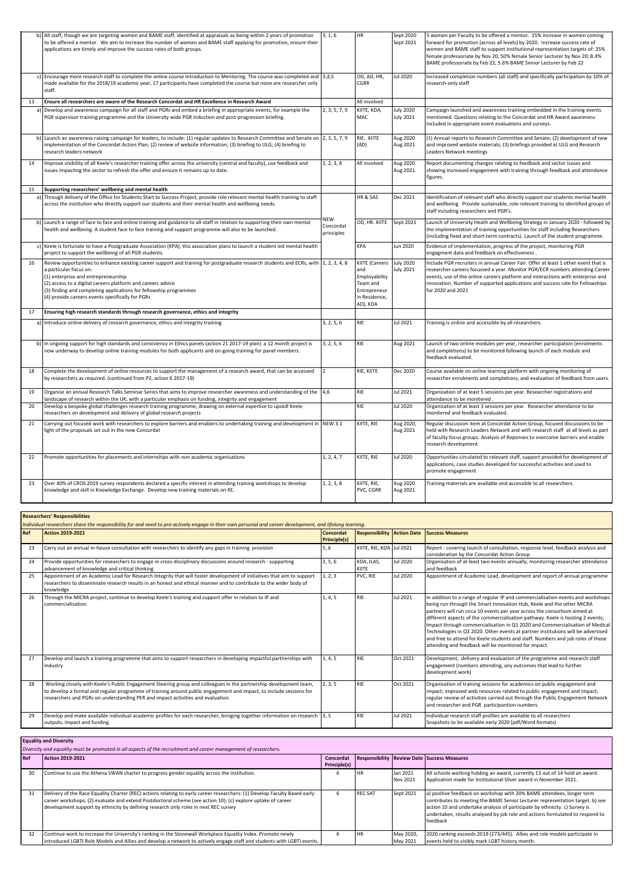| Ref | Action 2019-2021 | Concordat Principle(s) | Responsibility | Action Date | Success Measures |
|---|---|---|---|---|---|
| | b) All staff, though we are targeting women and BAME staff, identified at appraisals as being within 2 years of promotion to be offered a mentor. We aim to increase the number of women and BAME staff applying for promotion, ensure their applications are timely and improve the success rates of both groups. | 3, 1, 6 | HR | Sept 2020 Sept 2021 | 3 women per Faculty to be offered a mentor. 15% increase in women coming forward for promotion (across all levels) by 2020. Increase success rate of women and BAME staff to support institutional representation targets of: 35% female professoriate by Nov 20, 50% female Senior Lecturer by Nov 20; 8.4% BAME professoriate by Feb 22, 5.6% BAME Senior Lecturer by Feb 22 |
| | c) Encourage more research staff to complete the online course Introduction to Mentoring. The course was completed and made available for the 2018/19 academic year, 17 participants have completed the course but none are researcher only staff. | 3,4,5 | OD, AD, HR, CGRR | Jul 2020 | Increased completion numbers (all staff) and specifically participation by 10% of research-only staff |
| 13 | **Ensure all researchers are aware of the Research Concordat and HR Excellence in Research Award** | | All involved | | |
| | a) Develop and awareness campaign for all staff and PGRs and embed a briefing in appropriate events, for example the PGR supervisor training programme and the University wide PGR induction and post-progression briefing. | 2, 3, 5, 7, 9 | KIITE, KDA, MAC | July 2020 July 2021 | Campaign launched and awareness training embedded in the training events mentioned. Questions relating to the Concordat and HR Award awareness included in appropriate event evaluations and surveys. |
| | b) Launch an awareness raising campaign for leaders, to include: (1) regular updates to Research Committee and Senate on implementation of the Concordat Action Plan; (2) review of website information; (3) briefing to ULG; (4) briefing to research leaders network | 2, 3, 5, 7, 9 | RIE, KIITE (AD) | Aug 2020 Aug 2021 | (1) Annual reports to Research Committee and Senate; (2) development of new and improved website materials; (3) briefings provided at ULG and Research Leaders Network meetings |
| 14 | Improve visibility of all Keele's researcher training offer across the university (central and faculty), use feedback and issues impacting the sector to refresh the offer and ensure it remains up to date. | 1, 2, 3, 8 | All involved | Aug 2020 Aug 2021 | Report documenting changes relating to feedback and sector issues and showing increased engagement with training through feedback and attendance figures. |
| 15 | **Supporting researchers' wellbeing and mental health** | | | | |
| | a) Through delivery of the Office for Students Start to Success Project, provide role relevant mental health training to staff across the institution who directly support our students and their mental health and wellbeing needs. | NEW Concordat principles | HR & SAS | Dec 2021 | Identification of relevant staff who directly support our students mental health and wellbeing. Provide sustainable, role-relevant training to identified groups of staff including researchers and PGR's. |
| | b) Launch a range of face to face and online training and guidance to all-staff in relation to supporting their own mental health and wellbeing. A student face to face training and support programme will also to be launched. | | OD, HR. KIITE | Sept 2021 | Launch of University Heath and Wellbeing Strategy in January 2020 - followed by the implementation of training opportunities for staff including Researchers (including fixed and short-term contracts). Launch of the student programme. |
| | c) Keele is fortunate to have a Postgraduate Association (KPA), this association plans to launch a student led mental health project to project the wellbeing of all PGR students. | | KPA | Jun 2020 | Evidence of implementation, progress of the project, monitoring PGR engagment data and feedback on effectiveness . |
| 16 | Review opportunities to enhance existing career support and training for postgraduate research students and ECRs, with a particular focus on:<br>(1) enterprise and entrepreneurship<br>(2) access to a digital careers platform and careers advice<br>(3) finding and completing applications for fellowship programmes<br>(4) provide careers events specifically for PGRs | 1, 2, 3, 4, 8 | KIITE (Careers and Employability Team and Entrepreneur in Residence, AD), KDA | July 2020 July 2021 | Include PGR recruiters in annual Career Fair. Offer at least 1 other event that is researcher careers focussed a year. Monitor PGR/ECR numbers attending Career events, use of the online careers platform and interactions with enterprise and innovation. Number of supported applications and success rate for Fellowships for 2020 and 2021 |
| 17 | **Ensuring high research standards through research governance, ethics and integrity** | | | | |
| | a) Introduce online delivery of research governance, ethics and integrity training | 3, 2, 5, 6 | RIE | Jul 2021 | Training is online and accessible by all researchers. |
| | b) In ongoing support for high standards and consistency in Ethics panels (action 21 2017-19 plan) a 12 month project is now underway to develop online training modules for both applicants and on-going training for panel members. | 3, 2, 5, 6 | RIE | Aug 2021 | Launch of two online modules per year, researcher participation (enrolments and completions) to be monitored following launch of each module and feedback evaluated. |
| 18 | Complete the development of online resources to support the management of a research award, that can be accessed by researchers as required. (continued from P2, action 6 2017-19) | 2 | RIE, KIITE | Dec 2020 | Course available on online learning platform with ongoing monitoring of researcher enrolments and completions, and evaluation of feedback from users. |
| 19 | Organise an annual Research Talks Seminar Series that aims to improve researcher awareness and understanding of the landscape of research within the UK, with a particular emphasis on funding, integrity and engagement | 4,6 | RIE | Jul 2021 | Organisation of at least 5 sessions per year. Researcher registrations and attendance to be monitered . |
| 20 | Develop a bespoke global challenges research training programme, drawing on external expertise to upskill Keele researchers on development and delivery of global research projects | | RIE | Jul 2020 | Organisation of at least 3 sessions per year. Researcher attendance to be monitered and feedback evaluated. |
| 21 | Carrying out focused work with researchers to explore barriers and enablers to undertaking training and development in light of the proposals set out in the new Concordat | NEW 3.1 | KIITE, RIE | Aug 2020, Aug 2021 | Regular discussion item at Concordat Action Group, focused discussions to be held with Research Leaders Network and with research staff at all levels as part of faculty focus groups. Analysis of Reponses to overcome barriers and enable research development. |
| 22 | Promote opportunities for placements and internships with non academic organisations | 1, 2, 4, 7 | KIITE, RIE | Jul 2020 | Opportunities circulated to relevant staff, support provided for development of applications, case studies developed for successful activities and used to promote engagement |
| 23 | Over 40% of CROS 2019 survey respondents declared a specific interest in attending training workshops to develop knowledge and skill in Knowledge Exchange. Develop new training materials on KE. | 1, 2, 3, 8 | KIITE, RIE, PVC, CGRR | Aug 2020 Aug 2021 | Training materials are available and accessible to all researchers. |

## Researchers' Responsibilities

*Individual researchers share the responsibility for and need to pro-actively engage in their own personal and career development, and lifelong learning.*

| Ref | Action 2019-2021 | Concordat Principle(s) | Responsibility | Action Date | Success Measures |
|---|---|---|---|---|---|
| 23 | Carry out an annual in-house consultation with researchers to identify any gaps in training provision | 5, 6 | KIITE, RIE, KDA | Jul 2021 | Report - covering launch of consultation, response level, feedback analysis and consideration by the Concordat Action Group |
| 24 | Provide opportunities for researchers to engage in cross-disciplinary discussions around research - supporting advancement of knowledge and critical thinking | 2, 5, 6 | KDA, ILAS, KIITE | Jul 2020 | Organisation of at least two events annually, monitoring researcher attendance and feedback |
| 25 | Appointment of an Academic Lead for Research Integrity that will foster development of initiatives that aim to support researchers to disseminate research results in an honest and ethical manner and to contribute to the wider body of knowledge | 1, 2, 3 | PVC, RIE | Jul 2020 | Appointment of Academic Lead, development and report of annual programme |
| 26 | Through the MICRA project, continue to develop Keele's training and support offer in relation to IP and commercialisation. | 1, 4, 5 | RIE | Jul 2021 | In addition to a range of regular IP and commercialisation events and workshops being run through the Smart Innovation Hub, Keele and the other MICRA partners will run circa 10 events per year across the consortium aimed at different aspects of the commercialisation pathway. Keele is hosting 2 events; Impact through commercialisation in Q1 2020 and Commercialisation of Medical Technologies in Q3 2020. Other events at partner institutions will be advertised and free to attend for Keele students and staff. Numbers and job roles of those attending and feedback will be monitored for impact. |
| 27 | Develop and launch a training programme that aims to support researchers in developing impactful partnerships with industry | 1, 4, 5 | RIE | Oct 2021 | Development, delivery and evaluation of the programme and research staff engagement (numbers attending, any outcomes that lead to further development work) |
| 28 | Working closely with Keele's Public Engagement Steering group and colleagues in the partnership development team, to develop a formal and regular programme of training around public engagement and impact, to include sessions for researchers and PGRs on understanding PER and impact activities and evaluation. | 2, 3, 5 | RIE | Oct 2021 | Organisation of training sessions for academics on public engagement and impact; improved web resources related to public engagement and impact; regular review of activities carried out through the Public Engagement Network and researcher and PGR participation numbers. |
| 29 | Develop and make available individual academic profiles for each researcher, bringing together information on research outputs, impact and funding | 3, 5 | RIE | Jul 2021 | Individual research staff profiles are available to all researchers<br>Snapshots to be available early 2020 (pdf/Word formats) |

## Equality and Diversity

*Diversity and equality must be promoted in all aspects of the recruitment and career management of researchers.*

| Ref | Action 2019-2021 | Concordat Principle(s) | Responsibility | Review Date | Success Measures |
|---|---|---|---|---|---|
| 30 | Continue to use the Athena SWAN charter to progress gender equality across the institution. | 6 | HR | Jan 2021 Nov 2021 | All schools working holding an award, currently 13 out of 14 hold an award. Application made for Institutional Silver award in November 2021. |
| 31 | Delivery of the Race Equality Charter (REC) actions relating to early career researchers: (1) Develop Faculty Based early career workshops; (2) evaluate and extend Postdoctoral scheme (see action 10); (c) explore uptake of career development support by ethnicity by defining research only roles in next REC survey | 6 | REC SAT | Sept 2021 | a) positive feedback on workshop with 20% BAME attendees, longer term contributes to meeting the BAME Senior Lecturer representation target. b) see action 10 and undertake analysis of participate by ethnicity. c) Survey is undertaken, results analysed by job role and actions formulated to respond to feedback |
| 32 | Continue work to increase the University's ranking in the Stonewall Workplace Equality Index. Promote newly introduced LGBTI Role Models and Allies and develop a network to actively engage staff and students with LGBTI events. | 6 | HR | May 2020, May 2021 | 2020 ranking exceeds 2019 (273/445). Allies and role models participate in events held to visibly mark LGBT history month. |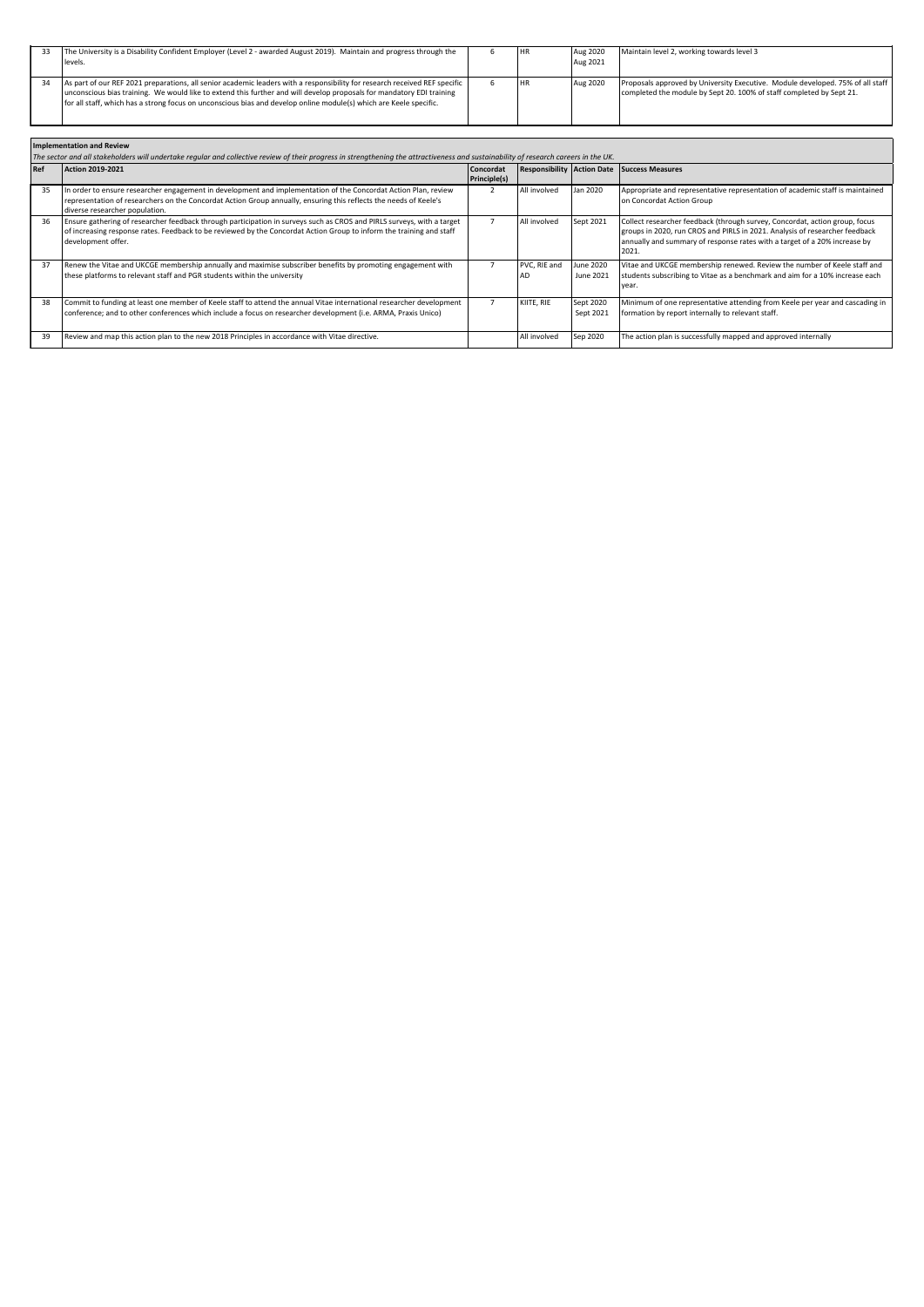| | | | | | |
|---|---|---|---|---|---|
| 33 | The University is a Disability Confident Employer (Level 2 - awarded August 2019). Maintain and progress through the levels. | 6 | HR | Aug 2020 Aug 2021 | Maintain level 2, working towards level 3 |
| 34 | As part of our REF 2021 preparations, all senior academic leaders with a responsibility for research received REF specific unconscious bias training. We would like to extend this further and will develop proposals for mandatory EDI training for all staff, which has a strong focus on unconscious bias and develop online module(s) which are Keele specific. | 6 | HR | Aug 2020 | Proposals approved by University Executive. Module developed. 75% of all staff completed the module by Sept 20. 100% of staff completed by Sept 21. |

**Implementation and Review**

*The sector and all stakeholders will undertake regular and collective review of their progress in strengthening the attractiveness and sustainability of research careers in the UK.*

| Ref | Action 2019-2021 | Concordat Principle(s) | Responsibility | Action Date | Success Measures |
|---|---|---|---|---|---|
| 35 | In order to ensure researcher engagement in development and implementation of the Concordat Action Plan, review representation of researchers on the Concordat Action Group annually, ensuring this reflects the needs of Keele's diverse researcher population. | 2 | All involved | Jan 2020 | Appropriate and representative representation of academic staff is maintained on Concordat Action Group |
| 36 | Ensure gathering of researcher feedback through participation in surveys such as CROS and PIRLS surveys, with a target of increasing response rates. Feedback to be reviewed by the Concordat Action Group to inform the training and staff development offer. | 7 | All involved | Sept 2021 | Collect researcher feedback (through survey, Concordat, action group, focus groups in 2020, run CROS and PIRLS in 2021. Analysis of researcher feedback annually and summary of response rates with a target of a 20% increase by 2021. |
| 37 | Renew the Vitae and UKCGE membership annually and maximise subscriber benefits by promoting engagement with these platforms to relevant staff and PGR students within the university | 7 | PVC, RIE and AD | June 2020 June 2021 | Vitae and UKCGE membership renewed. Review the number of Keele staff and students subscribing to Vitae as a benchmark and aim for a 10% increase each year. |
| 38 | Commit to funding at least one member of Keele staff to attend the annual Vitae international researcher development conference; and to other conferences which include a focus on researcher development (i.e. ARMA, Praxis Unico) | 7 | KIITE, RIE | Sept 2020 Sept 2021 | Minimum of one representative attending from Keele per year and cascading in formation by report internally to relevant staff. |
| 39 | Review and map this action plan to the new 2018 Principles in accordance with Vitae directive. | | All involved | Sep 2020 | The action plan is successfully mapped and approved internally |